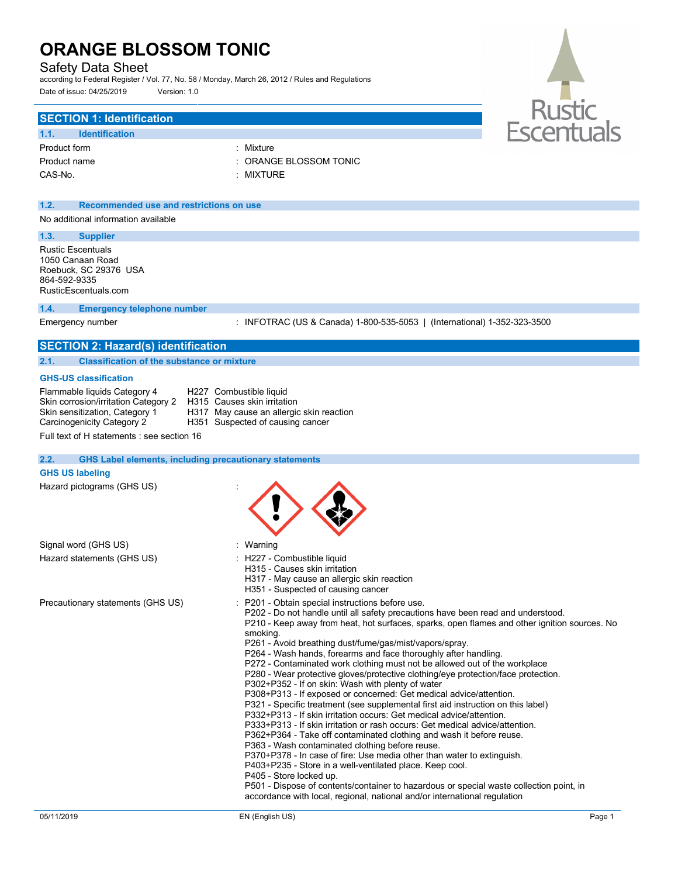# ORANGE BLOSSOM TONIC

Safety Data Sheet

according to Federal Register / Vol. 77, No. 58 / Monday, March 26, 2012 / Rules and Regulations

Date of issue: 04/25/2019     Version: 1.0

## SECTION 1: Identification

### 1.1. Identification

| | |
|---|---|
| Product form | : Mixture |
| Product name | : ORANGE BLOSSOM TONIC |
| CAS-No. | : MIXTURE |

### 1.2. Recommended use and restrictions on use

No additional information available

### 1.3. Supplier

Rustic Escentuals
1050 Canaan Road
Roebuck, SC 29376 USA
864-592-9335
RusticEscentuals.com

### 1.4. Emergency telephone number

Emergency number : INFOTRAC (US & Canada) 1-800-535-5053 | (International) 1-352-323-3500

## SECTION 2: Hazard(s) identification

### 2.1. Classification of the substance or mixture

**GHS-US classification**

| | |
|---|---|
| Flammable liquids Category 4 | H227 Combustible liquid |
| Skin corrosion/irritation Category 2 | H315 Causes skin irritation |
| Skin sensitization, Category 1 | H317 May cause an allergic skin reaction |
| Carcinogenicity Category 2 | H351 Suspected of causing cancer |

Full text of H statements : see section 16

### 2.2. GHS Label elements, including precautionary statements

**GHS US labeling**

Hazard pictograms (GHS US) :

Signal word (GHS US) : Warning

Hazard statements (GHS US) :
H227 - Combustible liquid
H315 - Causes skin irritation
H317 - May cause an allergic skin reaction
H351 - Suspected of causing cancer

Precautionary statements (GHS US) :
P201 - Obtain special instructions before use.
P202 - Do not handle until all safety precautions have been read and understood.
P210 - Keep away from heat, hot surfaces, sparks, open flames and other ignition sources. No smoking.
P261 - Avoid breathing dust/fume/gas/mist/vapors/spray.
P264 - Wash hands, forearms and face thoroughly after handling.
P272 - Contaminated work clothing must not be allowed out of the workplace
P280 - Wear protective gloves/protective clothing/eye protection/face protection.
P302+P352 - If on skin: Wash with plenty of water
P308+P313 - If exposed or concerned: Get medical advice/attention.
P321 - Specific treatment (see supplemental first aid instruction on this label)
P332+P313 - If skin irritation occurs: Get medical advice/attention.
P333+P313 - If skin irritation or rash occurs: Get medical advice/attention.
P362+P364 - Take off contaminated clothing and wash it before reuse.
P363 - Wash contaminated clothing before reuse.
P370+P378 - In case of fire: Use media other than water to extinguish.
P403+P235 - Store in a well-ventilated place. Keep cool.
P405 - Store locked up.
P501 - Dispose of contents/container to hazardous or special waste collection point, in accordance with local, regional, national and/or international regulation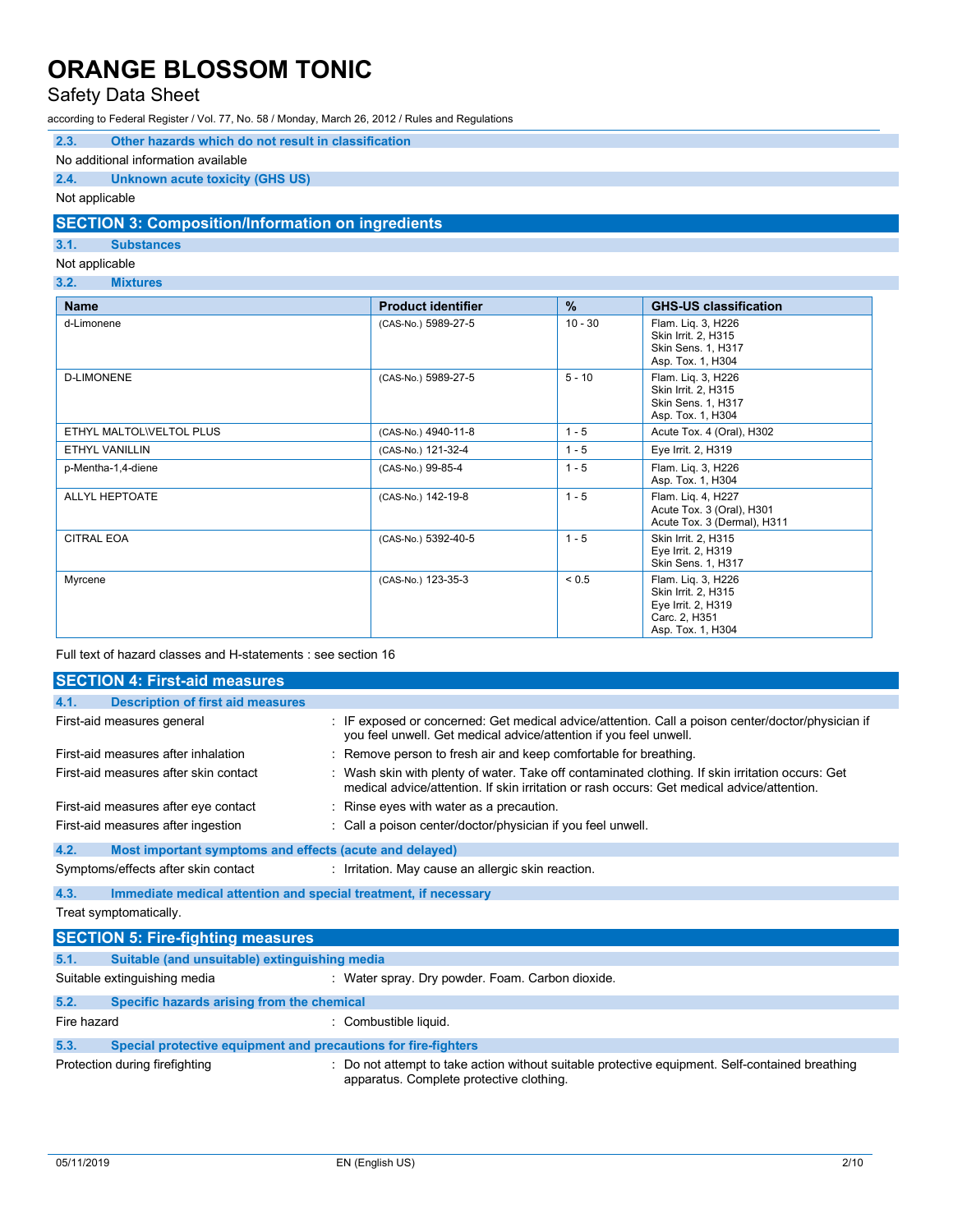### 2.3. Other hazards which do not result in classification

No additional information available

### 2.4. Unknown acute toxicity (GHS US)

Not applicable

## SECTION 3: Composition/Information on ingredients

### 3.1. Substances

Not applicable

### 3.2. Mixtures

| Name | Product identifier | % | GHS-US classification |
|---|---|---|---|
| d-Limonene | (CAS-No.) 5989-27-5 | 10 - 30 | Flam. Liq. 3, H226<br>Skin Irrit. 2, H315<br>Skin Sens. 1, H317<br>Asp. Tox. 1, H304 |
| D-LIMONENE | (CAS-No.) 5989-27-5 | 5 - 10 | Flam. Liq. 3, H226<br>Skin Irrit. 2, H315<br>Skin Sens. 1, H317<br>Asp. Tox. 1, H304 |
| ETHYL MALTOL\VELTOL PLUS | (CAS-No.) 4940-11-8 | 1 - 5 | Acute Tox. 4 (Oral), H302 |
| ETHYL VANILLIN | (CAS-No.) 121-32-4 | 1 - 5 | Eye Irrit. 2, H319 |
| p-Mentha-1,4-diene | (CAS-No.) 99-85-4 | 1 - 5 | Flam. Liq. 3, H226<br>Asp. Tox. 1, H304 |
| ALLYL HEPTOATE | (CAS-No.) 142-19-8 | 1 - 5 | Flam. Liq. 4, H227<br>Acute Tox. 3 (Oral), H301<br>Acute Tox. 3 (Dermal), H311 |
| CITRAL EOA | (CAS-No.) 5392-40-5 | 1 - 5 | Skin Irrit. 2, H315<br>Eye Irrit. 2, H319<br>Skin Sens. 1, H317 |
| Myrcene | (CAS-No.) 123-35-3 | < 0.5 | Flam. Liq. 3, H226<br>Skin Irrit. 2, H315<br>Eye Irrit. 2, H319<br>Carc. 2, H351<br>Asp. Tox. 1, H304 |

Full text of hazard classes and H-statements : see section 16

## SECTION 4: First-aid measures

### 4.1. Description of first aid measures

First-aid measures general : IF exposed or concerned: Get medical advice/attention. Call a poison center/doctor/physician if you feel unwell. Get medical advice/attention if you feel unwell.

First-aid measures after inhalation : Remove person to fresh air and keep comfortable for breathing.

First-aid measures after skin contact : Wash skin with plenty of water. Take off contaminated clothing. If skin irritation occurs: Get medical advice/attention. If skin irritation or rash occurs: Get medical advice/attention.

First-aid measures after eye contact : Rinse eyes with water as a precaution.

First-aid measures after ingestion : Call a poison center/doctor/physician if you feel unwell.

### 4.2. Most important symptoms and effects (acute and delayed)

Symptoms/effects after skin contact : Irritation. May cause an allergic skin reaction.

### 4.3. Immediate medical attention and special treatment, if necessary

Treat symptomatically.

## SECTION 5: Fire-fighting measures

### 5.1. Suitable (and unsuitable) extinguishing media

Suitable extinguishing media : Water spray. Dry powder. Foam. Carbon dioxide.

### 5.2. Specific hazards arising from the chemical

Fire hazard : Combustible liquid.

### 5.3. Special protective equipment and precautions for fire-fighters

Protection during firefighting : Do not attempt to take action without suitable protective equipment. Self-contained breathing apparatus. Complete protective clothing.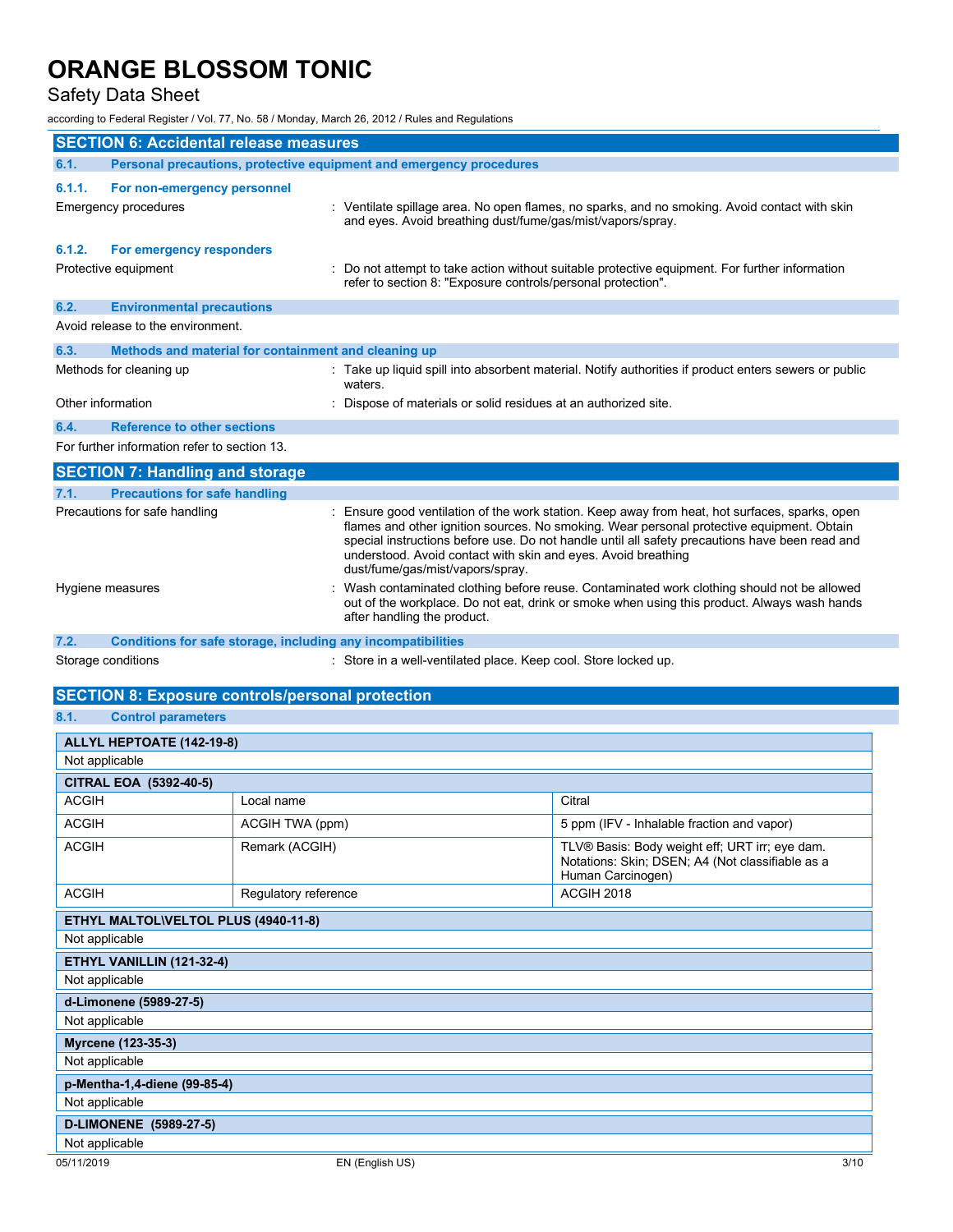## SECTION 6: Accidental release measures

### 6.1. Personal precautions, protective equipment and emergency procedures

#### 6.1.1. For non-emergency personnel

Emergency procedures : Ventilate spillage area. No open flames, no sparks, and no smoking. Avoid contact with skin and eyes. Avoid breathing dust/fume/gas/mist/vapors/spray.

#### 6.1.2. For emergency responders

Protective equipment : Do not attempt to take action without suitable protective equipment. For further information refer to section 8: "Exposure controls/personal protection".

### 6.2. Environmental precautions

Avoid release to the environment.

### 6.3. Methods and material for containment and cleaning up

Methods for cleaning up : Take up liquid spill into absorbent material. Notify authorities if product enters sewers or public waters.

Other information : Dispose of materials or solid residues at an authorized site.

### 6.4. Reference to other sections

For further information refer to section 13.

## SECTION 7: Handling and storage

### 7.1. Precautions for safe handling

Precautions for safe handling : Ensure good ventilation of the work station. Keep away from heat, hot surfaces, sparks, open flames and other ignition sources. No smoking. Wear personal protective equipment. Obtain special instructions before use. Do not handle until all safety precautions have been read and understood. Avoid contact with skin and eyes. Avoid breathing dust/fume/gas/mist/vapors/spray.

Hygiene measures : Wash contaminated clothing before reuse. Contaminated work clothing should not be allowed out of the workplace. Do not eat, drink or smoke when using this product. Always wash hands after handling the product.

### 7.2. Conditions for safe storage, including any incompatibilities

Storage conditions : Store in a well-ventilated place. Keep cool. Store locked up.

## SECTION 8: Exposure controls/personal protection

### 8.1. Control parameters

| ALLYL HEPTOATE (142-19-8) | | |
|---|---|---|
| Not applicable | | |

| CITRAL EOA (5392-40-5) | | |
|---|---|---|
| ACGIH | Local name | Citral |
| ACGIH | ACGIH TWA (ppm) | 5 ppm (IFV - Inhalable fraction and vapor) |
| ACGIH | Remark (ACGIH) | TLV® Basis: Body weight eff; URT irr; eye dam. Notations: Skin; DSEN; A4 (Not classifiable as a Human Carcinogen) |
| ACGIH | Regulatory reference | ACGIH 2018 |

| ETHYL MALTOL\VELTOL PLUS (4940-11-8) |
|---|
| Not applicable |

| ETHYL VANILLIN (121-32-4) |
|---|
| Not applicable |

| d-Limonene (5989-27-5) |
|---|
| Not applicable |

| Myrcene (123-35-3) |
|---|
| Not applicable |

| p-Mentha-1,4-diene (99-85-4) |
|---|
| Not applicable |

| D-LIMONENE (5989-27-5) |
|---|
| Not applicable |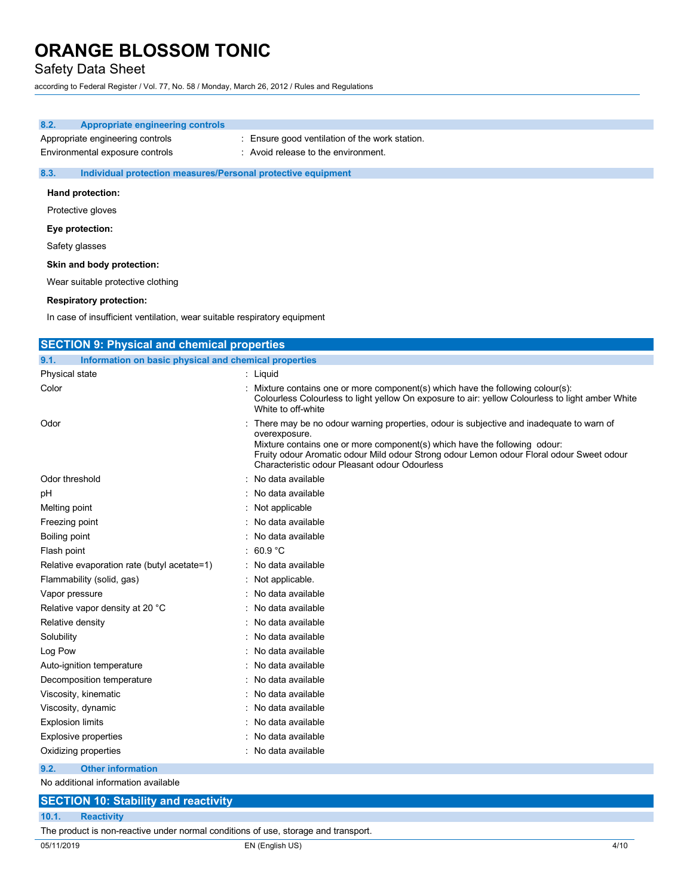### 8.2. Appropriate engineering controls

| | |
|---|---|
| Appropriate engineering controls | : Ensure good ventilation of the work station. |
| Environmental exposure controls | : Avoid release to the environment. |

### 8.3. Individual protection measures/Personal protective equipment

**Hand protection:**

Protective gloves

**Eye protection:**

Safety glasses

**Skin and body protection:**

Wear suitable protective clothing

**Respiratory protection:**

In case of insufficient ventilation, wear suitable respiratory equipment

## SECTION 9: Physical and chemical properties

### 9.1. Information on basic physical and chemical properties

| | |
|---|---|
| Physical state | : Liquid |
| Color | : Mixture contains one or more component(s) which have the following colour(s): Colourless Colourless to light yellow On exposure to air: yellow Colourless to light amber White White to off-white |
| Odor | : There may be no odour warning properties, odour is subjective and inadequate to warn of overexposure. Mixture contains one or more component(s) which have the following odour: Fruity odour Aromatic odour Mild odour Strong odour Lemon odour Floral odour Sweet odour Characteristic odour Pleasant odour Odourless |
| Odor threshold | : No data available |
| pH | : No data available |
| Melting point | : Not applicable |
| Freezing point | : No data available |
| Boiling point | : No data available |
| Flash point | : 60.9 °C |
| Relative evaporation rate (butyl acetate=1) | : No data available |
| Flammability (solid, gas) | : Not applicable. |
| Vapor pressure | : No data available |
| Relative vapor density at 20 °C | : No data available |
| Relative density | : No data available |
| Solubility | : No data available |
| Log Pow | : No data available |
| Auto-ignition temperature | : No data available |
| Decomposition temperature | : No data available |
| Viscosity, kinematic | : No data available |
| Viscosity, dynamic | : No data available |
| Explosion limits | : No data available |
| Explosive properties | : No data available |
| Oxidizing properties | : No data available |

### 9.2. Other information

No additional information available

## SECTION 10: Stability and reactivity

### 10.1. Reactivity

The product is non-reactive under normal conditions of use, storage and transport.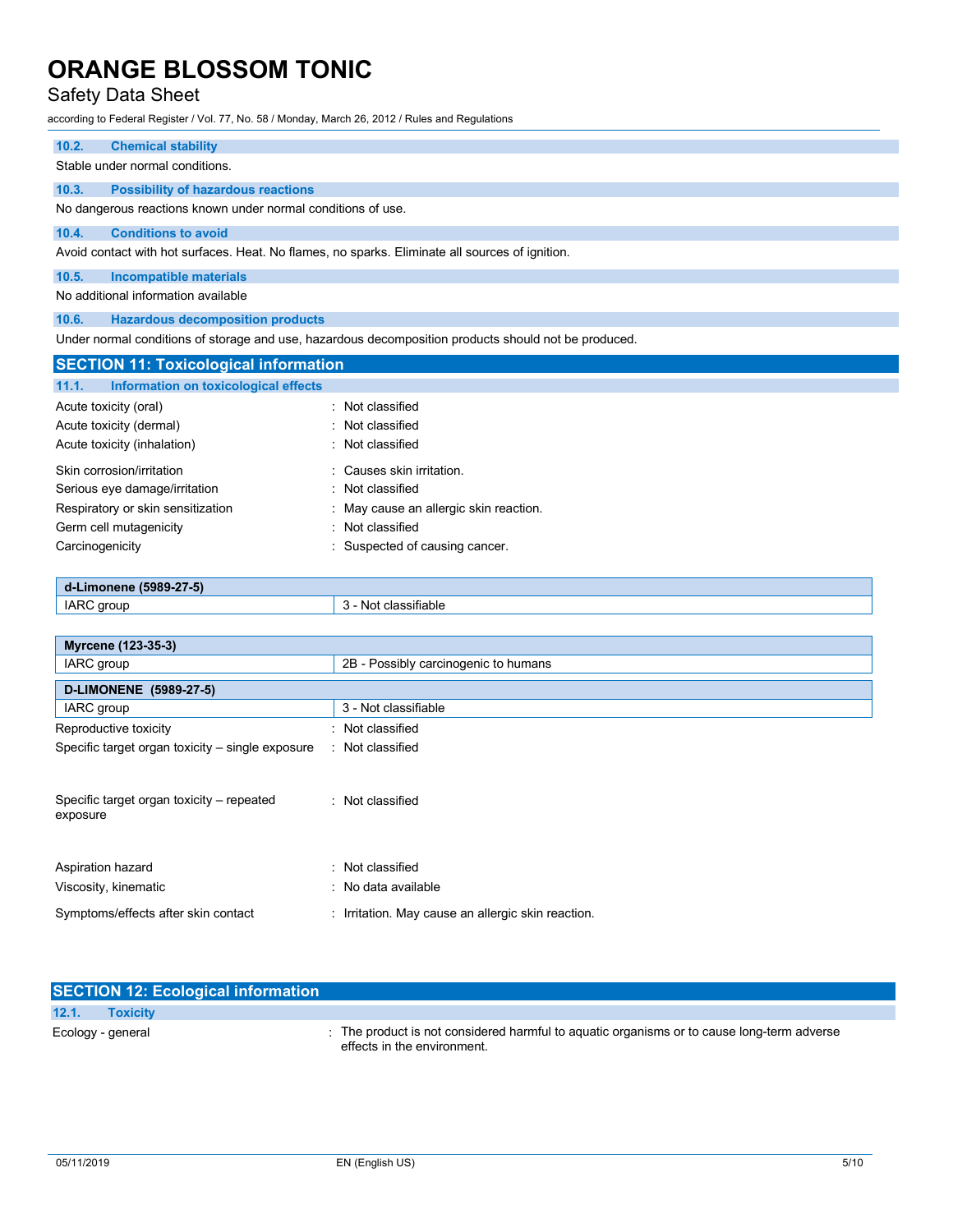### 10.2. Chemical stability

Stable under normal conditions.

### 10.3. Possibility of hazardous reactions

No dangerous reactions known under normal conditions of use.

### 10.4. Conditions to avoid

Avoid contact with hot surfaces. Heat. No flames, no sparks. Eliminate all sources of ignition.

### 10.5. Incompatible materials

No additional information available

### 10.6. Hazardous decomposition products

Under normal conditions of storage and use, hazardous decomposition products should not be produced.

## SECTION 11: Toxicological information

### 11.1. Information on toxicological effects

Acute toxicity (oral) : Not classified

Acute toxicity (dermal) : Not classified

Acute toxicity (inhalation) : Not classified

Skin corrosion/irritation : Causes skin irritation.

Serious eye damage/irritation : Not classified

Respiratory or skin sensitization : May cause an allergic skin reaction.

Germ cell mutagenicity : Not classified

Carcinogenicity : Suspected of causing cancer.

| d-Limonene (5989-27-5) | |
|---|---|
| IARC group | 3 - Not classifiable |

| Myrcene (123-35-3) | |
|---|---|
| IARC group | 2B - Possibly carcinogenic to humans |

| D-LIMONENE (5989-27-5) | |
|---|---|
| IARC group | 3 - Not classifiable |

Reproductive toxicity : Not classified

Specific target organ toxicity – single exposure : Not classified

Specific target organ toxicity – repeated exposure : Not classified

Aspiration hazard : Not classified

Viscosity, kinematic : No data available

Symptoms/effects after skin contact : Irritation. May cause an allergic skin reaction.

## SECTION 12: Ecological information

### 12.1. Toxicity

Ecology - general : The product is not considered harmful to aquatic organisms or to cause long-term adverse effects in the environment.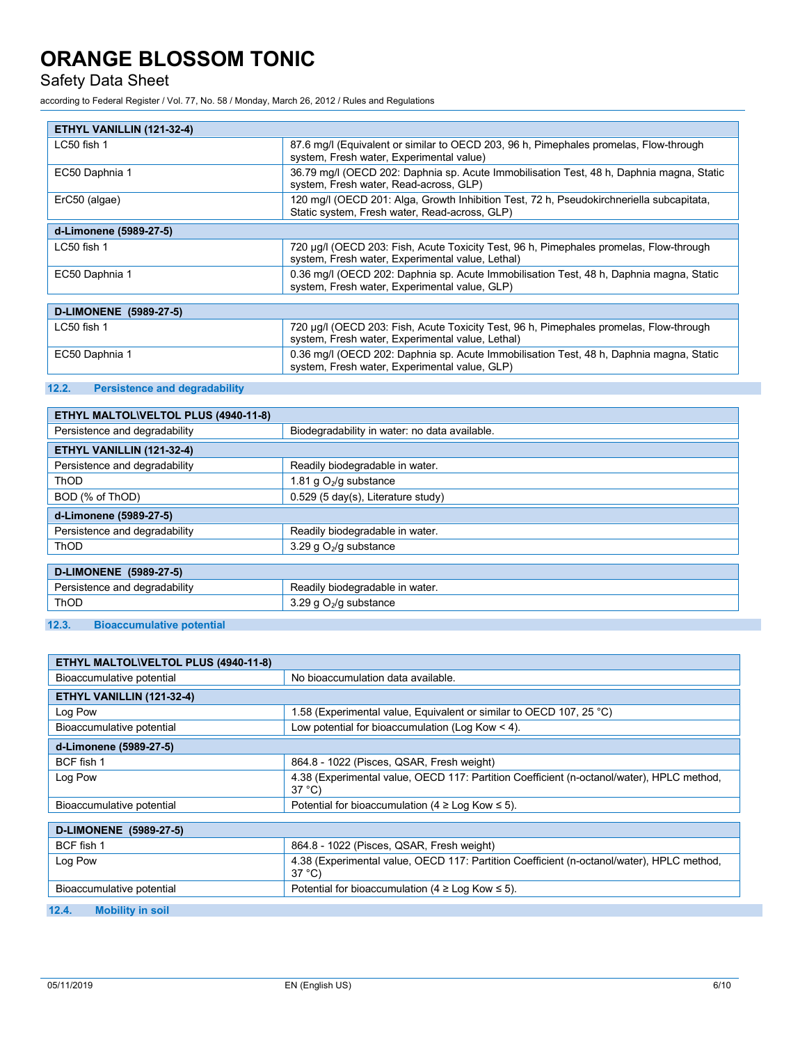| ETHYL VANILLIN (121-32-4) | |
|---|---|
| LC50 fish 1 | 87.6 mg/l (Equivalent or similar to OECD 203, 96 h, Pimephales promelas, Flow-through system, Fresh water, Experimental value) |
| EC50 Daphnia 1 | 36.79 mg/l (OECD 202: Daphnia sp. Acute Immobilisation Test, 48 h, Daphnia magna, Static system, Fresh water, Read-across, GLP) |
| ErC50 (algae) | 120 mg/l (OECD 201: Alga, Growth Inhibition Test, 72 h, Pseudokirchneriella subcapitata, Static system, Fresh water, Read-across, GLP) |
| **d-Limonene (5989-27-5)** | |
| LC50 fish 1 | 720 µg/l (OECD 203: Fish, Acute Toxicity Test, 96 h, Pimephales promelas, Flow-through system, Fresh water, Experimental value, Lethal) |
| EC50 Daphnia 1 | 0.36 mg/l (OECD 202: Daphnia sp. Acute Immobilisation Test, 48 h, Daphnia magna, Static system, Fresh water, Experimental value, GLP) |

| D-LIMONENE (5989-27-5) | |
|---|---|
| LC50 fish 1 | 720 µg/l (OECD 203: Fish, Acute Toxicity Test, 96 h, Pimephales promelas, Flow-through system, Fresh water, Experimental value, Lethal) |
| EC50 Daphnia 1 | 0.36 mg/l (OECD 202: Daphnia sp. Acute Immobilisation Test, 48 h, Daphnia magna, Static system, Fresh water, Experimental value, GLP) |

### 12.2. Persistence and degradability

| ETHYL MALTOL\VELTOL PLUS (4940-11-8) | |
|---|---|
| Persistence and degradability | Biodegradability in water: no data available. |
| **ETHYL VANILLIN (121-32-4)** | |
| Persistence and degradability | Readily biodegradable in water. |
| ThOD | 1.81 g $O_2$/g substance |
| BOD (% of ThOD) | 0.529 (5 day(s), Literature study) |
| **d-Limonene (5989-27-5)** | |
| Persistence and degradability | Readily biodegradable in water. |
| ThOD | 3.29 g $O_2$/g substance |

| D-LIMONENE (5989-27-5) | |
|---|---|
| Persistence and degradability | Readily biodegradable in water. |
| ThOD | 3.29 g $O_2$/g substance |

### 12.3. Bioaccumulative potential

| ETHYL MALTOL\VELTOL PLUS (4940-11-8) | |
|---|---|
| Bioaccumulative potential | No bioaccumulation data available. |
| **ETHYL VANILLIN (121-32-4)** | |
| Log Pow | 1.58 (Experimental value, Equivalent or similar to OECD 107, 25 °C) |
| Bioaccumulative potential | Low potential for bioaccumulation (Log Kow < 4). |
| **d-Limonene (5989-27-5)** | |
| BCF fish 1 | 864.8 - 1022 (Pisces, QSAR, Fresh weight) |
| Log Pow | 4.38 (Experimental value, OECD 117: Partition Coefficient (n-octanol/water), HPLC method, 37 °C) |
| Bioaccumulative potential | Potential for bioaccumulation (4 ≥ Log Kow ≤ 5). |

| D-LIMONENE (5989-27-5) | |
|---|---|
| BCF fish 1 | 864.8 - 1022 (Pisces, QSAR, Fresh weight) |
| Log Pow | 4.38 (Experimental value, OECD 117: Partition Coefficient (n-octanol/water), HPLC method, 37 °C) |
| Bioaccumulative potential | Potential for bioaccumulation (4 ≥ Log Kow ≤ 5). |

### 12.4. Mobility in soil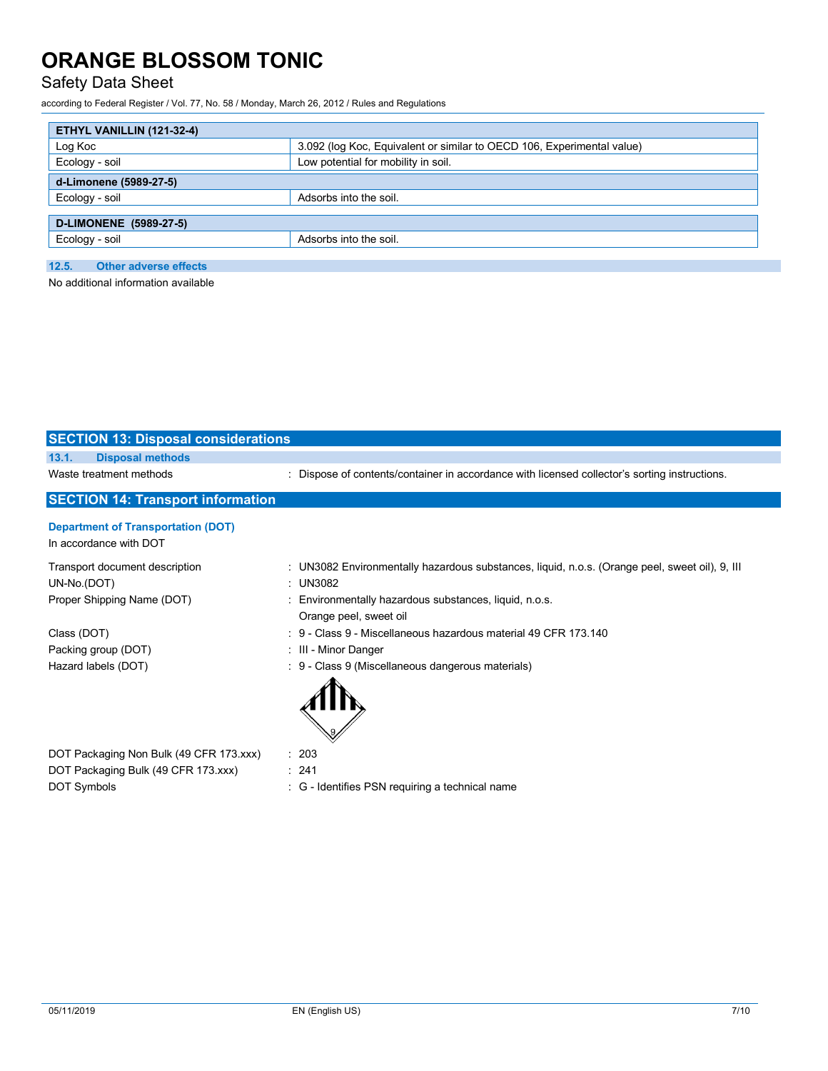| ETHYL VANILLIN (121-32-4) | |
|---|---|
| Log Koc | 3.092 (log Koc, Equivalent or similar to OECD 106, Experimental value) |
| Ecology - soil | Low potential for mobility in soil. |
| **d-Limonene (5989-27-5)** | |
| Ecology - soil | Adsorbs into the soil. |

| D-LIMONENE (5989-27-5) | |
|---|---|
| Ecology - soil | Adsorbs into the soil. |

### 12.5. Other adverse effects

No additional information available

## SECTION 13: Disposal considerations

### 13.1. Disposal methods

Waste treatment methods : Dispose of contents/container in accordance with licensed collector's sorting instructions.

## SECTION 14: Transport information

### Department of Transportation (DOT)

In accordance with DOT

Transport document description : UN3082 Environmentally hazardous substances, liquid, n.o.s. (Orange peel, sweet oil), 9, III

UN-No.(DOT) : UN3082

Proper Shipping Name (DOT) : Environmentally hazardous substances, liquid, n.o.s.
Orange peel, sweet oil

Class (DOT) : 9 - Class 9 - Miscellaneous hazardous material 49 CFR 173.140

Packing group (DOT) : III - Minor Danger

Hazard labels (DOT) : 9 - Class 9 (Miscellaneous dangerous materials)

DOT Packaging Non Bulk (49 CFR 173.xxx) : 203

DOT Packaging Bulk (49 CFR 173.xxx) : 241

DOT Symbols : G - Identifies PSN requiring a technical name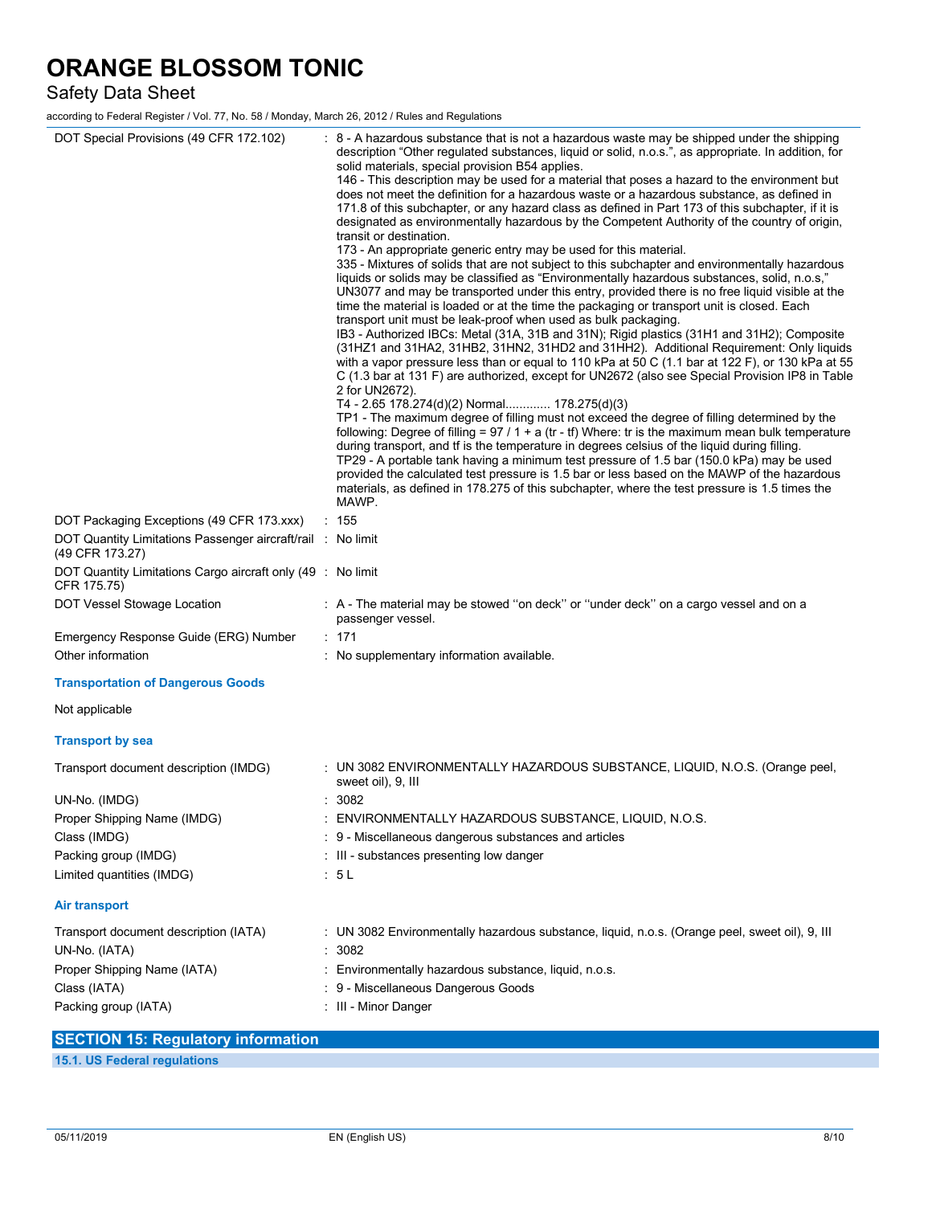| | |
|---|---|
| DOT Special Provisions (49 CFR 172.102) | : 8 - A hazardous substance that is not a hazardous waste may be shipped under the shipping description "Other regulated substances, liquid or solid, n.o.s.", as appropriate. In addition, for solid materials, special provision B54 applies.<br>146 - This description may be used for a material that poses a hazard to the environment but does not meet the definition for a hazardous waste or a hazardous substance, as defined in 171.8 of this subchapter, or any hazard class as defined in Part 173 of this subchapter, if it is designated as environmentally hazardous by the Competent Authority of the country of origin, transit or destination.<br>173 - An appropriate generic entry may be used for this material.<br>335 - Mixtures of solids that are not subject to this subchapter and environmentally hazardous liquids or solids may be classified as "Environmentally hazardous substances, solid, n.o.s," UN3077 and may be transported under this entry, provided there is no free liquid visible at the time the material is loaded or at the time the packaging or transport unit is closed. Each transport unit must be leak-proof when used as bulk packaging.<br>IB3 - Authorized IBCs: Metal (31A, 31B and 31N); Rigid plastics (31H1 and 31H2); Composite (31HZ1 and 31HA2, 31HB2, 31HN2, 31HD2 and 31HH2). Additional Requirement: Only liquids with a vapor pressure less than or equal to 110 kPa at 50 C (1.1 bar at 122 F), or 130 kPa at 55 C (1.3 bar at 131 F) are authorized, except for UN2672 (also see Special Provision IP8 in Table 2 for UN2672).<br>T4 - 2.65 178.274(d)(2) Normal............. 178.275(d)(3)<br>TP1 - The maximum degree of filling must not exceed the degree of filling determined by the following: Degree of filling = 97 / 1 + a (tr - tf) Where: tr is the maximum mean bulk temperature during transport, and tf is the temperature in degrees celsius of the liquid during filling.<br>TP29 - A portable tank having a minimum test pressure of 1.5 bar (150.0 kPa) may be used provided the calculated test pressure is 1.5 bar or less based on the MAWP of the hazardous materials, as defined in 178.275 of this subchapter, where the test pressure is 1.5 times the MAWP. |
| DOT Packaging Exceptions (49 CFR 173.xxx) | : 155 |
| DOT Quantity Limitations Passenger aircraft/rail (49 CFR 173.27) | : No limit |
| DOT Quantity Limitations Cargo aircraft only (49 CFR 175.75) | : No limit |
| DOT Vessel Stowage Location | : A - The material may be stowed "on deck" or "under deck" on a cargo vessel and on a passenger vessel. |
| Emergency Response Guide (ERG) Number | : 171 |
| Other information | : No supplementary information available. |

**Transportation of Dangerous Goods**

Not applicable

**Transport by sea**

| | |
|---|---|
| Transport document description (IMDG) | : UN 3082 ENVIRONMENTALLY HAZARDOUS SUBSTANCE, LIQUID, N.O.S. (Orange peel, sweet oil), 9, III |
| UN-No. (IMDG) | : 3082 |
| Proper Shipping Name (IMDG) | : ENVIRONMENTALLY HAZARDOUS SUBSTANCE, LIQUID, N.O.S. |
| Class (IMDG) | : 9 - Miscellaneous dangerous substances and articles |
| Packing group (IMDG) | : III - substances presenting low danger |
| Limited quantities (IMDG) | : 5 L |

**Air transport**

| | |
|---|---|
| Transport document description (IATA) | : UN 3082 Environmentally hazardous substance, liquid, n.o.s. (Orange peel, sweet oil), 9, III |
| UN-No. (IATA) | : 3082 |
| Proper Shipping Name (IATA) | : Environmentally hazardous substance, liquid, n.o.s. |
| Class (IATA) | : 9 - Miscellaneous Dangerous Goods |
| Packing group (IATA) | : III - Minor Danger |

## SECTION 15: Regulatory information

### 15.1. US Federal regulations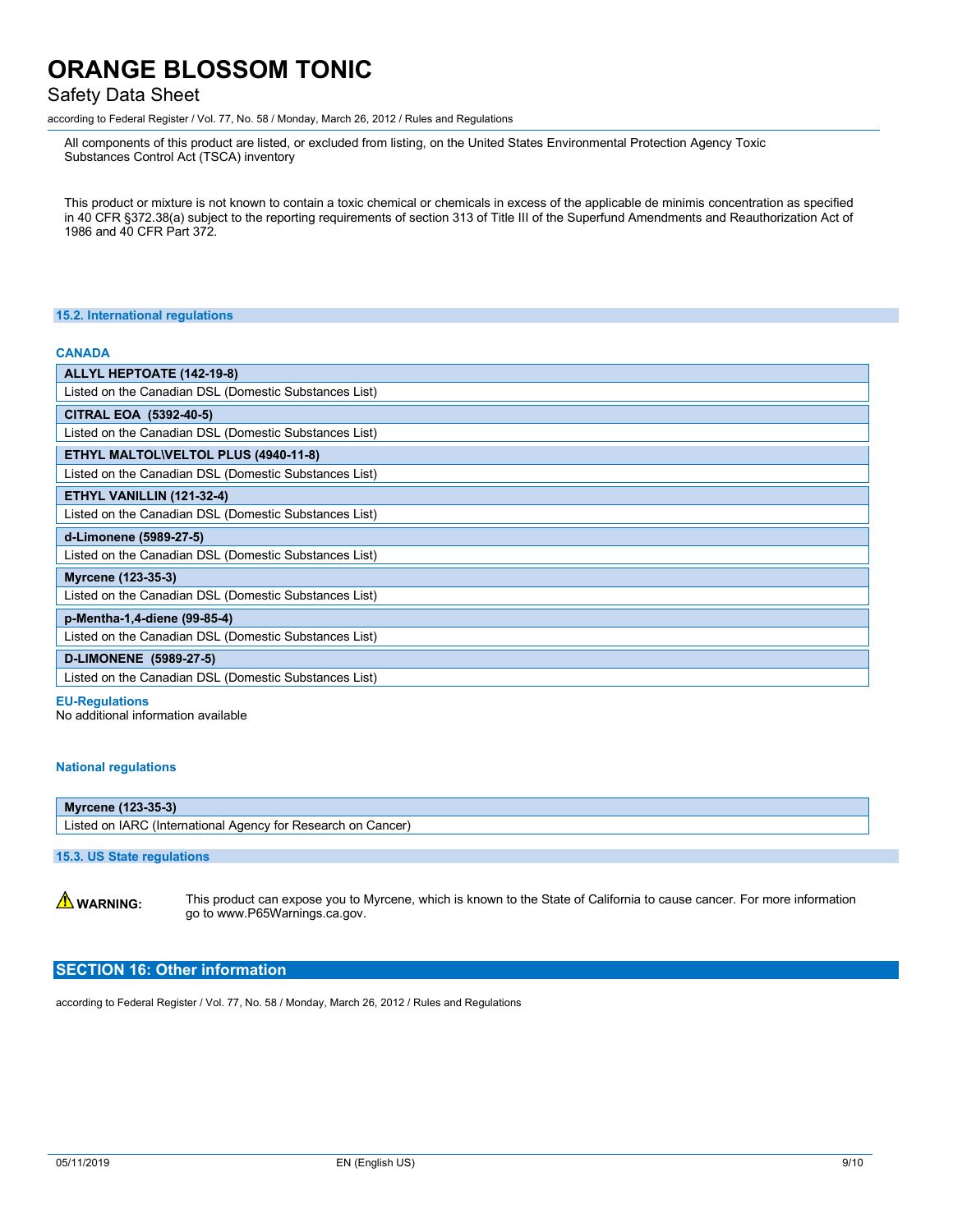All components of this product are listed, or excluded from listing, on the United States Environmental Protection Agency Toxic Substances Control Act (TSCA) inventory

This product or mixture is not known to contain a toxic chemical or chemicals in excess of the applicable de minimis concentration as specified in 40 CFR §372.38(a) subject to the reporting requirements of section 313 of Title III of the Superfund Amendments and Reauthorization Act of 1986 and 40 CFR Part 372.

### 15.2. International regulations

**CANADA**

| ALLYL HEPTOATE (142-19-8) |
|---|
| Listed on the Canadian DSL (Domestic Substances List) |
| **CITRAL EOA (5392-40-5)** |
| Listed on the Canadian DSL (Domestic Substances List) |
| **ETHYL MALTOL\VELTOL PLUS (4940-11-8)** |
| Listed on the Canadian DSL (Domestic Substances List) |
| **ETHYL VANILLIN (121-32-4)** |
| Listed on the Canadian DSL (Domestic Substances List) |
| **d-Limonene (5989-27-5)** |
| Listed on the Canadian DSL (Domestic Substances List) |
| **Myrcene (123-35-3)** |
| Listed on the Canadian DSL (Domestic Substances List) |
| **p-Mentha-1,4-diene (99-85-4)** |
| Listed on the Canadian DSL (Domestic Substances List) |
| **D-LIMONENE (5989-27-5)** |
| Listed on the Canadian DSL (Domestic Substances List) |

**EU-Regulations**

No additional information available

**National regulations**

| Myrcene (123-35-3) |
|---|
| Listed on IARC (International Agency for Research on Cancer) |

### 15.3. US State regulations

⚠ **WARNING:** This product can expose you to Myrcene, which is known to the State of California to cause cancer. For more information go to www.P65Warnings.ca.gov.

## SECTION 16: Other information

according to Federal Register / Vol. 77, No. 58 / Monday, March 26, 2012 / Rules and Regulations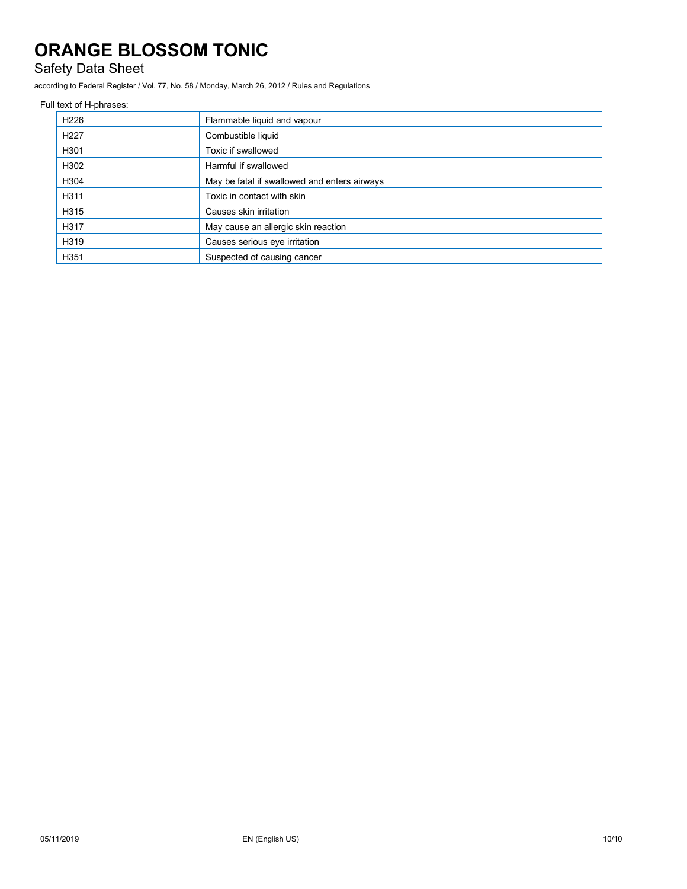Full text of H-phrases:

| | |
|---|---|
| H226 | Flammable liquid and vapour |
| H227 | Combustible liquid |
| H301 | Toxic if swallowed |
| H302 | Harmful if swallowed |
| H304 | May be fatal if swallowed and enters airways |
| H311 | Toxic in contact with skin |
| H315 | Causes skin irritation |
| H317 | May cause an allergic skin reaction |
| H319 | Causes serious eye irritation |
| H351 | Suspected of causing cancer |